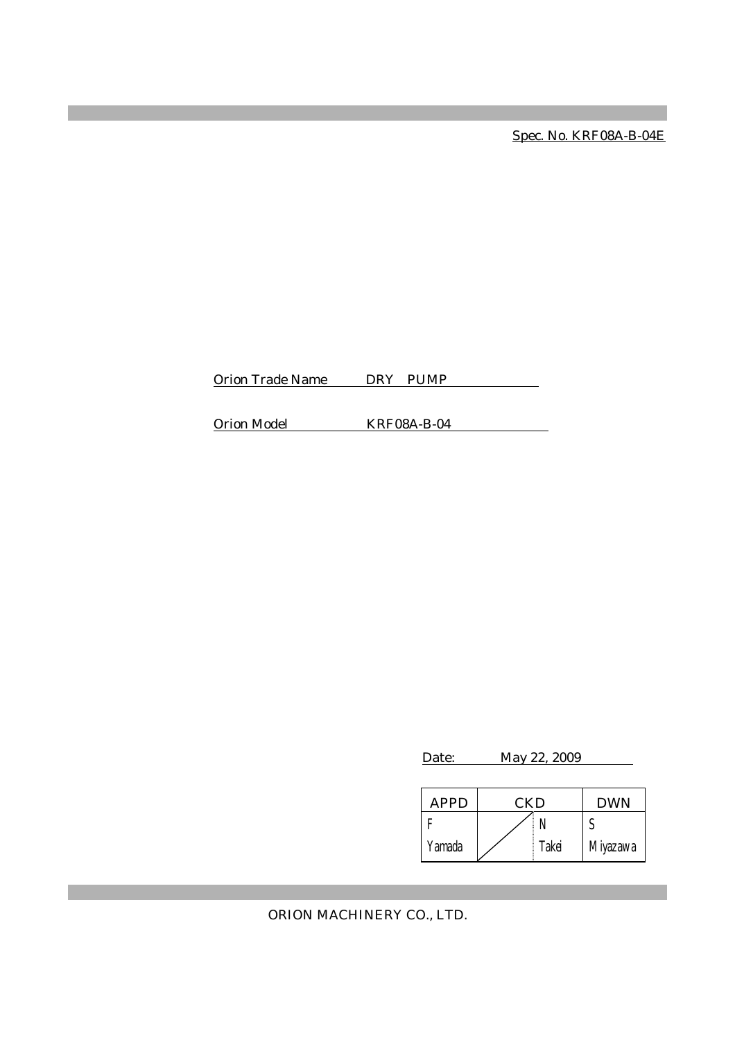Spec. No. KRF08A-B-04E

Orion Trade Name DRY PUMP

Orion Model KRF08A-B-04

Date: May 22, 2009

| APPD | CKD | | DWN |
|---|---|---|---|
| F Yamada | | N Takei | S Miyazawa |

ORION MACHINERY CO., LTD.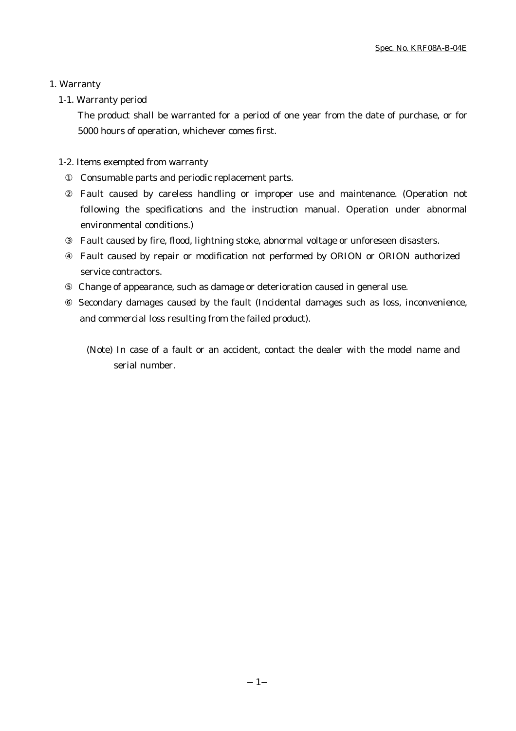# 1. Warranty

## 1-1. Warranty period

The product shall be warranted for a period of one year from the date of purchase, or for 5000 hours of operation, whichever comes first.

## 1-2. Items exempted from warranty

① Consumable parts and periodic replacement parts.

② Fault caused by careless handling or improper use and maintenance. (Operation not following the specifications and the instruction manual. Operation under abnormal environmental conditions.)

③ Fault caused by fire, flood, lightning stoke, abnormal voltage or unforeseen disasters.

④ Fault caused by repair or modification not performed by ORION or ORION authorized service contractors.

⑤ Change of appearance, such as damage or deterioration caused in general use.

⑥ Secondary damages caused by the fault (Incidental damages such as loss, inconvenience, and commercial loss resulting from the failed product).

(Note) In case of a fault or an accident, contact the dealer with the model name and serial number.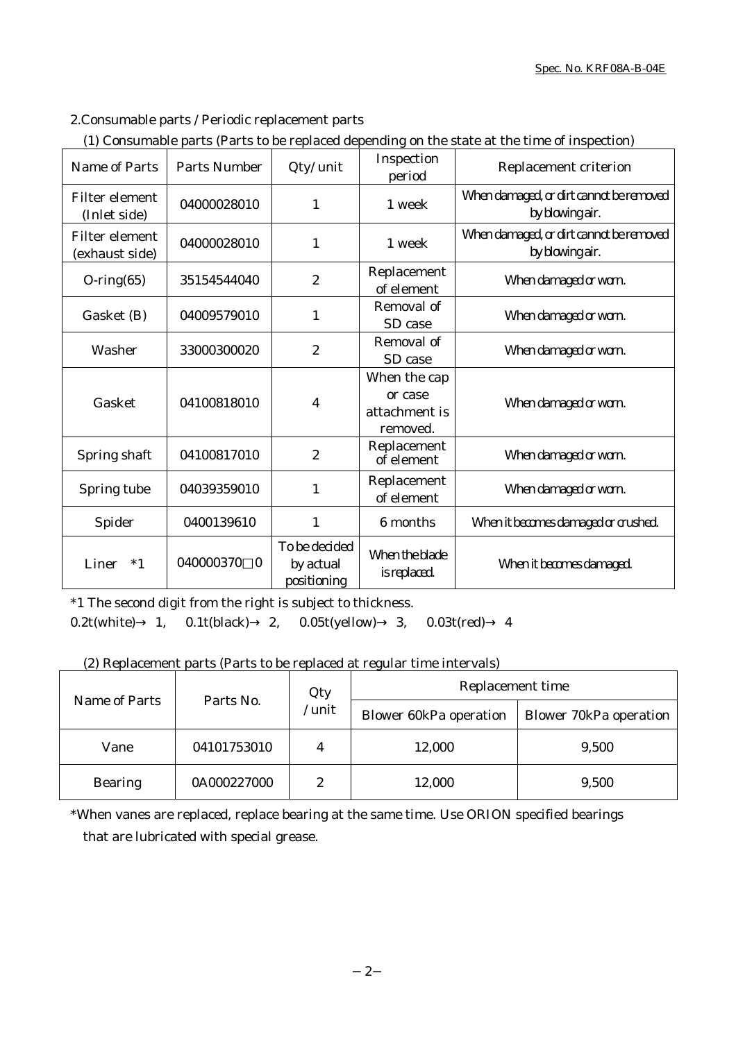2.Consumable parts / Periodic replacement parts

(1) Consumable parts (Parts to be replaced depending on the state at the time of inspection)

| Name of Parts | Parts Number | Qty/unit | Inspection period | Replacement criterion |
|---|---|---|---|---|
| Filter element (Inlet side) | 04000028010 | 1 | 1 week | When damaged, or dirt cannot be removed by blowing air. |
| Filter element (exhaust side) | 04000028010 | 1 | 1 week | When damaged, or dirt cannot be removed by blowing air. |
| O-ring(65) | 35154544040 | 2 | Replacement of element | When damaged or worn. |
| Gasket (B) | 04009579010 | 1 | Removal of SD case | When damaged or worn. |
| Washer | 33000300020 | 2 | Removal of SD case | When damaged or worn. |
| Gasket | 04100818010 | 4 | When the cap or case attachment is removed. | When damaged or worn. |
| Spring shaft | 04100817010 | 2 | Replacement of element | When damaged or worn. |
| Spring tube | 04039359010 | 1 | Replacement of element | When damaged or worn. |
| Spider | 0400139610 | 1 | 6 months | When it becomes damaged or crushed. |
| Liner *1 | 040000370□0 | To be decided by actual positioning | When the blade is replaced. | When it becomes damaged. |

*1 The second digit from the right is subject to thickness.
0.2t(white)→ 1, 0.1t(black)→ 2, 0.05t(yellow)→ 3, 0.03t(red)→ 4

(2) Replacement parts (Parts to be replaced at regular time intervals)

| Name of Parts | Parts No. | Qty /unit | Replacement time | |
|---|---|---|---|---|
| | | | Blower 60kPa operation | Blower 70kPa operation |
| Vane | 04101753010 | 4 | 12,000 | 9,500 |
| Bearing | 0A000227000 | 2 | 12,000 | 9,500 |

*When vanes are replaced, replace bearing at the same time. Use ORION specified bearings that are lubricated with special grease.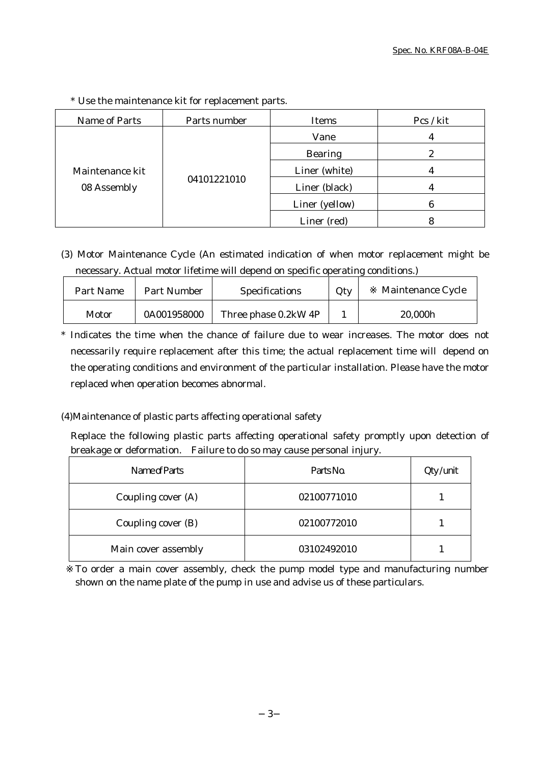\* Use the maintenance kit for replacement parts.

| Name of Parts | Parts number | Items | Pcs / kit |
|---|---|---|---|
| Maintenance kit 08 Assembly | 04101221010 | Vane | 4 |
| | | Bearing | 2 |
| | | Liner (white) | 4 |
| | | Liner (black) | 4 |
| | | Liner (yellow) | 6 |
| | | Liner (red) | 8 |

(3) Motor Maintenance Cycle (An estimated indication of when motor replacement might be necessary. Actual motor lifetime will depend on specific operating conditions.)

| Part Name | Part Number | Specifications | Qty | ※ Maintenance Cycle |
|---|---|---|---|---|
| Motor | 0A001958000 | Three phase 0.2kW 4P | 1 | 20,000h |

\* Indicates the time when the chance of failure due to wear increases. The motor does not necessarily require replacement after this time; the actual replacement time will depend on the operating conditions and environment of the particular installation. Please have the motor replaced when operation becomes abnormal.

(4)Maintenance of plastic parts affecting operational safety

Replace the following plastic parts affecting operational safety promptly upon detection of breakage or deformation. Failure to do so may cause personal injury.

| Name of Parts | Parts No. | Qty/unit |
|---|---|---|
| Coupling cover (A) | 02100771010 | 1 |
| Coupling cover (B) | 02100772010 | 1 |
| Main cover assembly | 03102492010 | 1 |

※ To order a main cover assembly, check the pump model type and manufacturing number shown on the name plate of the pump in use and advise us of these particulars.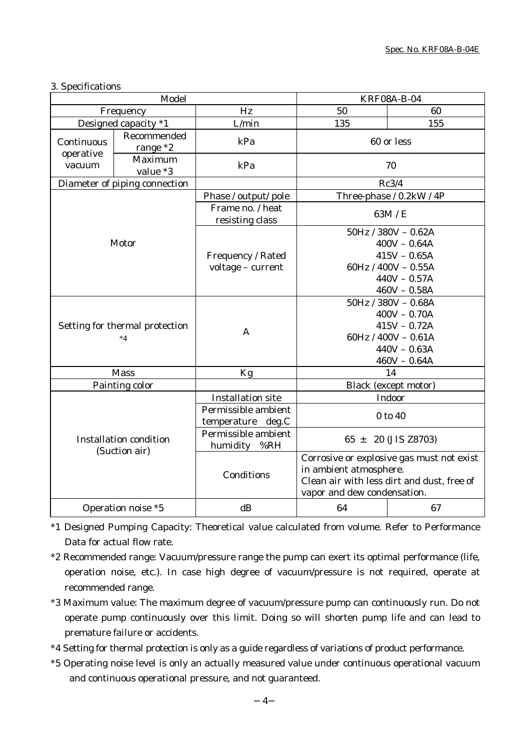3. Specifications

| Model | | | KRF08A-B-04 | |
|---|---|---|---|---|
| Frequency | | Hz | 50 | 60 |
| Designed capacity *1 | | L/min | 135 | 155 |
| Continuous operative vacuum | Recommended range *2 | kPa | 60 or less | |
| | Maximum value *3 | kPa | 70 | |
| Diameter of piping connection | | | Rc3/4 | |
| Motor | | Phase / output/ pole | Three-phase / 0.2kW / 4P | |
| | | Frame no. / heat resisting class | 63M / E | |
| | | Frequency / Rated voltage – current | 50Hz / 380V – 0.62A<br>400V – 0.64A<br>415V – 0.65A<br>60Hz / 400V – 0.55A<br>440V – 0.57A<br>460V – 0.58A | |
| Setting for thermal protection *4 | | A | 50Hz / 380V – 0.68A<br>400V – 0.70A<br>415V – 0.72A<br>60Hz / 400V – 0.61A<br>440V – 0.63A<br>460V – 0.64A | |
| Mass | | Kg | 14 | |
| Painting color | | | Black (except motor) | |
| Installation condition (Suction air) | | Installation site | Indoor | |
| | | Permissible ambient temperature deg.C | 0 to 40 | |
| | | Permissible ambient humidity %RH | 65 ± 20 (JIS Z8703) | |
| | | Conditions | Corrosive or explosive gas must not exist in ambient atmosphere.<br>Clean air with less dirt and dust, free of vapor and dew condensation. | |
| Operation noise *5 | | dB | 64 | 67 |

*1 Designed Pumping Capacity: Theoretical value calculated from volume. Refer to Performance Data for actual flow rate.

*2 Recommended range: Vacuum/pressure range the pump can exert its optimal performance (life, operation noise, etc.). In case high degree of vacuum/pressure is not required, operate at recommended range.

*3 Maximum value: The maximum degree of vacuum/pressure pump can continuously run. Do not operate pump continuously over this limit. Doing so will shorten pump life and can lead to premature failure or accidents.

*4 Setting for thermal protection is only as a guide regardless of variations of product performance.

*5 Operating noise level is only an actually measured value under continuous operational vacuum and continuous operational pressure, and not guaranteed.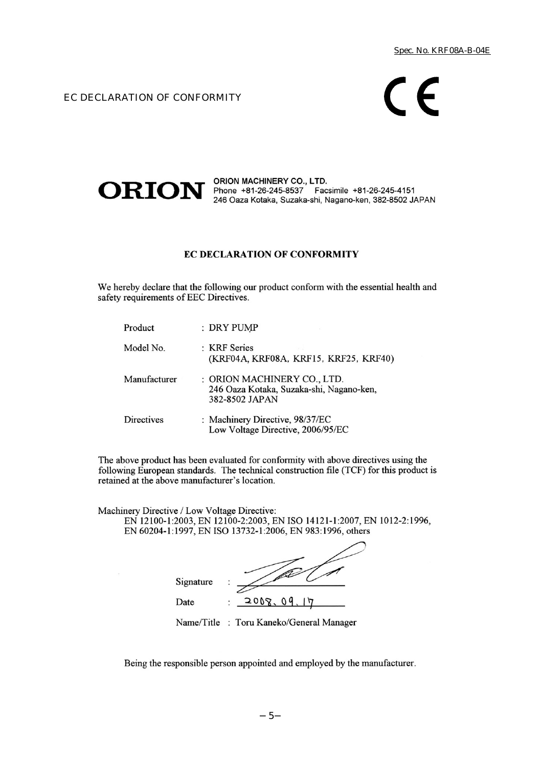Spec. No. KRF08A-B-04E

EC DECLARATION OF CONFORMITY

CE

**ORION** **ORION MACHINERY CO., LTD.**
Phone +81-26-245-8537 Facsimile +81-26-245-4151
246 Oaza Kotaka, Suzaka-shi, Nagano-ken, 382-8502 JAPAN

## EC DECLARATION OF CONFORMITY

We hereby declare that the following our product conform with the essential health and safety requirements of EEC Directives.

| | |
|---|---|
| Product | : DRY PUMP |
| Model No. | : KRF Series (KRF04A, KRF08A, KRF15, KRF25, KRF40) |
| Manufacturer | : ORION MACHINERY CO., LTD. 246 Oaza Kotaka, Suzaka-shi, Nagano-ken, 382-8502 JAPAN |
| Directives | : Machinery Directive, 98/37/EC Low Voltage Directive, 2006/95/EC |

The above product has been evaluated for conformity with above directives using the following European standards. The technical construction file (TCF) for this product is retained at the above manufacturer's location.

Machinery Directive / Low Voltage Directive:
EN 12100-1:2003, EN 12100-2:2003, EN ISO 14121-1:2007, EN 1012-2:1996, EN 60204-1:1997, EN ISO 13732-1:2006, EN 983:1996, others

Signature :

Date : 2008. 09. 17

Name/Title : Toru Kaneko/General Manager

Being the responsible person appointed and employed by the manufacturer.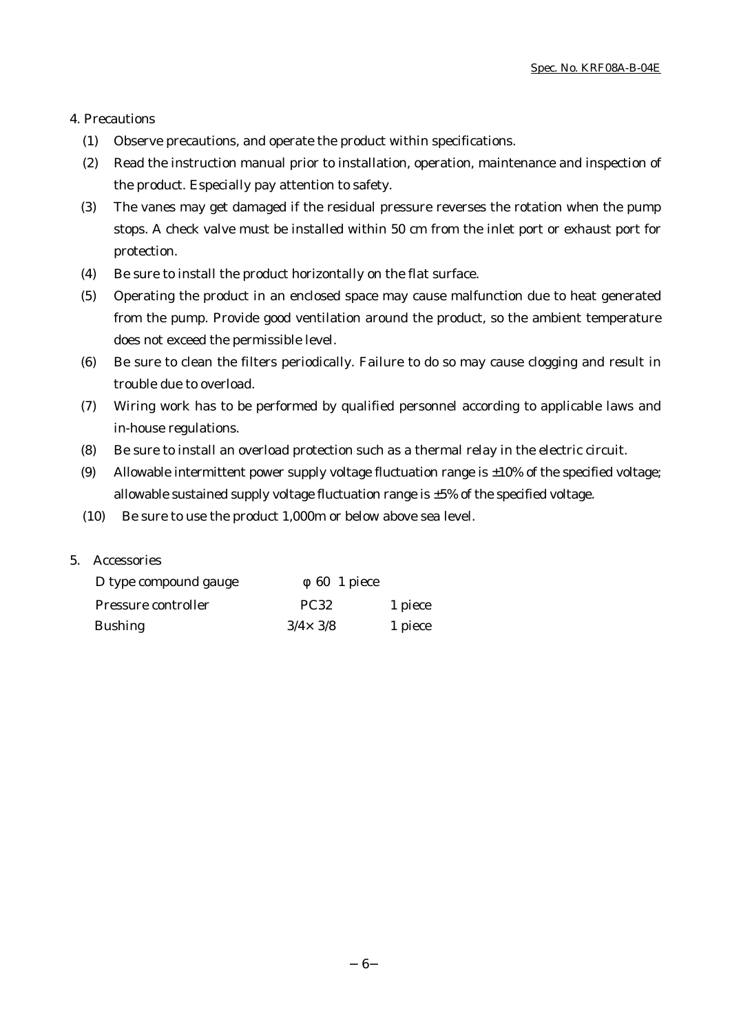## 4. Precautions

(1) Observe precautions, and operate the product within specifications.

(2) Read the instruction manual prior to installation, operation, maintenance and inspection of the product. Especially pay attention to safety.

(3) The vanes may get damaged if the residual pressure reverses the rotation when the pump stops. A check valve must be installed within 50 cm from the inlet port or exhaust port for protection.

(4) Be sure to install the product horizontally on the flat surface.

(5) Operating the product in an enclosed space may cause malfunction due to heat generated from the pump. Provide good ventilation around the product, so the ambient temperature does not exceed the permissible level.

(6) Be sure to clean the filters periodically. Failure to do so may cause clogging and result in trouble due to overload.

(7) Wiring work has to be performed by qualified personnel according to applicable laws and in-house regulations.

(8) Be sure to install an overload protection such as a thermal relay in the electric circuit.

(9) Allowable intermittent power supply voltage fluctuation range is ±10% of the specified voltage; allowable sustained supply voltage fluctuation range is ±5% of the specified voltage.

(10) Be sure to use the product 1,000m or below above sea level.

## 5. Accessories

| | | |
|---|---|---|
| D type compound gauge | φ 60 | 1 piece |
| Pressure controller | PC32 | 1 piece |
| Bushing | 3/4× 3/8 | 1 piece |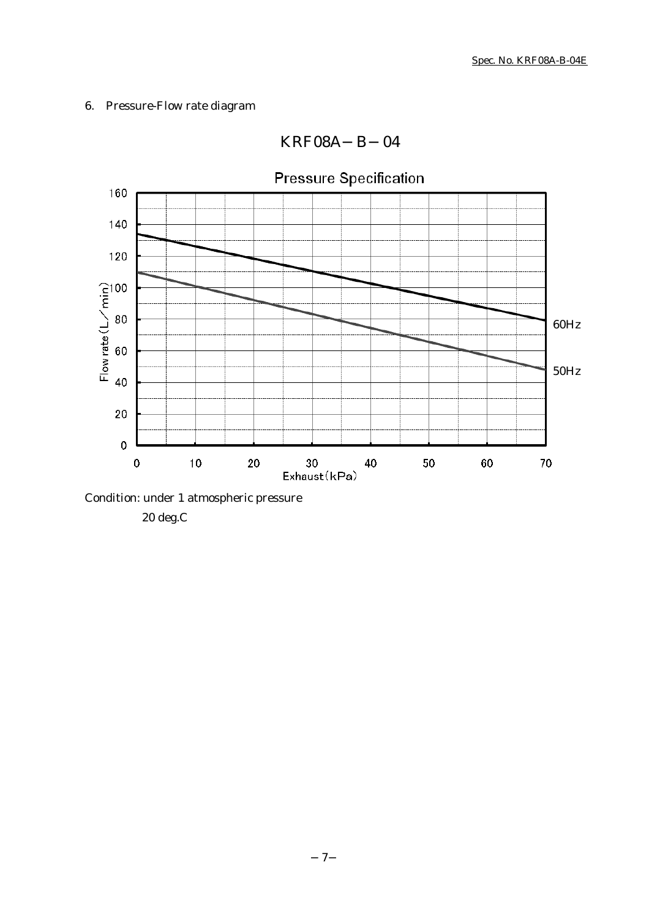## 6. Pressure-Flow rate diagram

KRF08A－B－04

Pressure Specification

Condition: under 1 atmospheric pressure

20 deg.C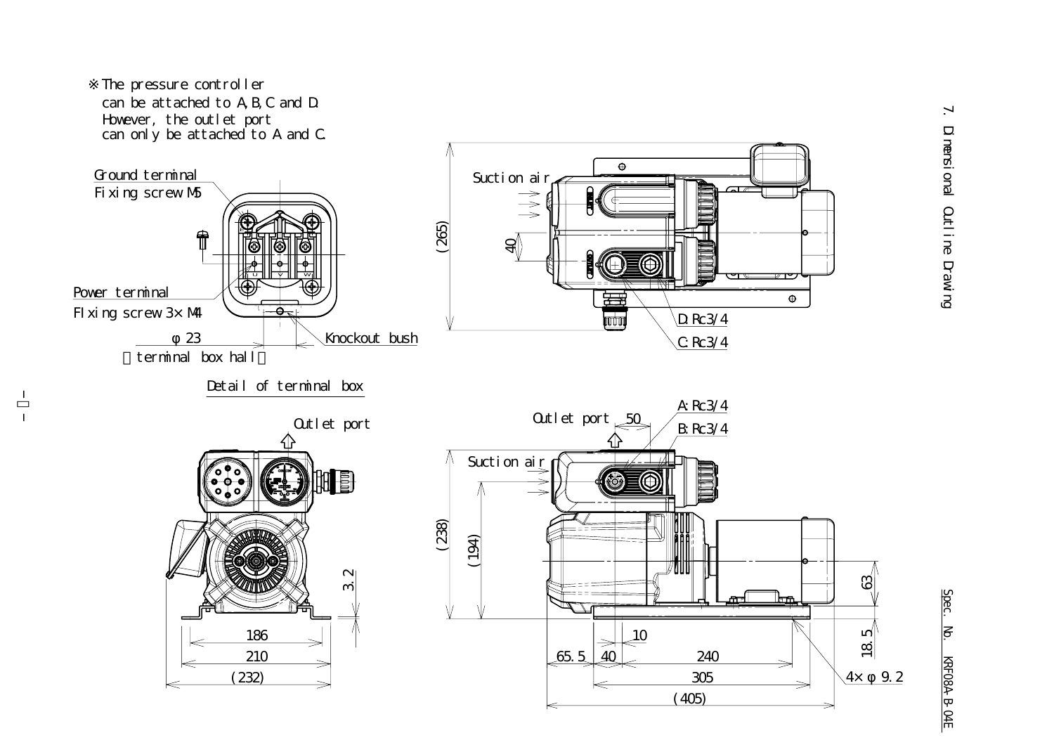## 7. Dimensional Outline Drawing

※ The pressure controller can be attached to A, B, C and D. However, the outlet port can only be attached to A and C.

Ground terminal
Fixing screw M5

Power terminal
FIxing screw 3× M4

φ 23
（terminal box hall）

Knockout bush

Detail of terminal box

Suction air

(265)

40

D: Rc3/4

C: Rc3/4

Outlet port

3.2

186

210

(232)

Outlet port 50

A: Rc3/4

B: Rc3/4

Suction air

(238)

(194)

63

18.5

10

65.5 40 240

305

(405)

4× φ 9.2

Spec. No. KRF08A-B-04E